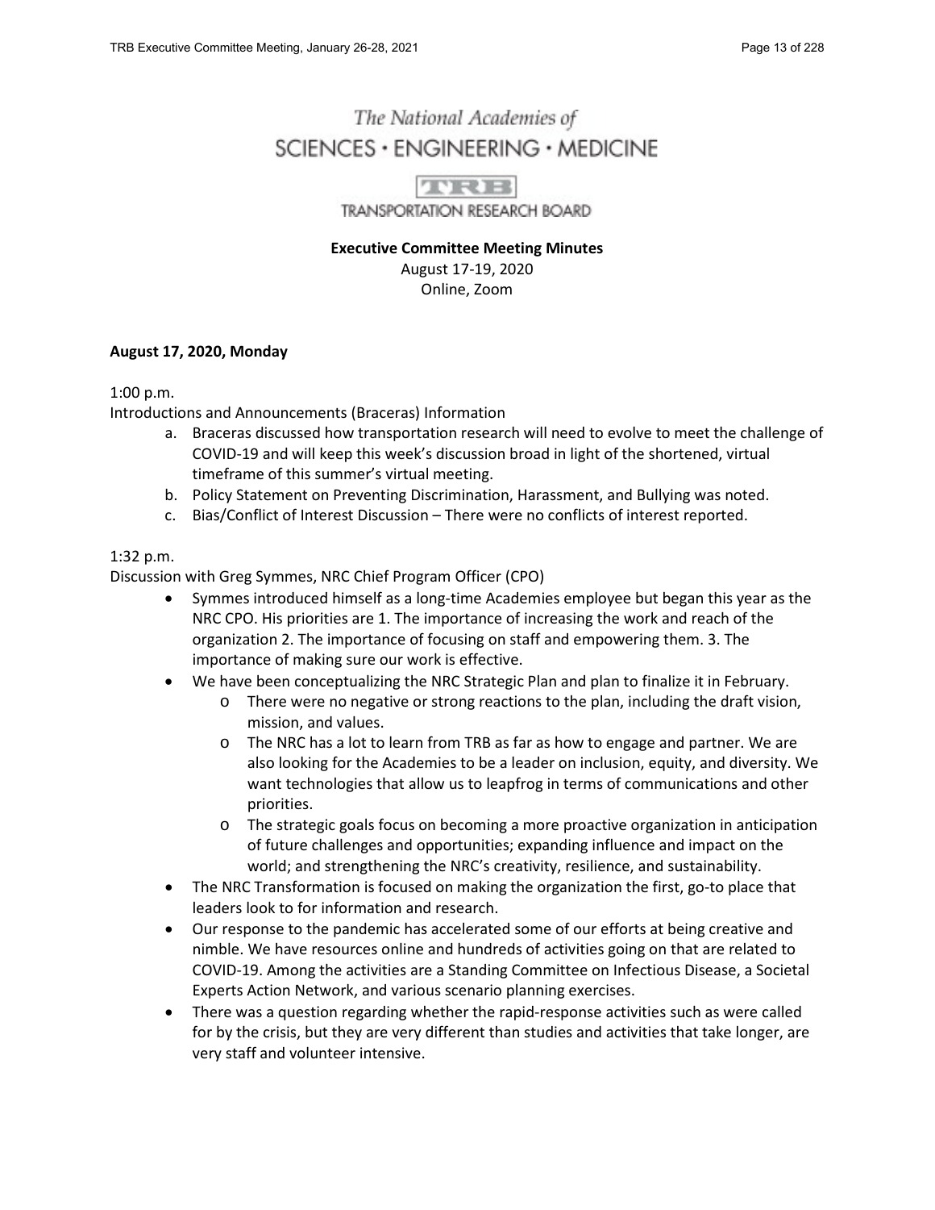The National Academies of

SCIENCES · ENGINEERING · MEDICINE

TRB

TRANSPORTATION RESEARCH BOARD

**Executive Committee Meeting Minutes**

August 17-19, 2020

Online, Zoom

**August 17, 2020, Monday**

1:00 p.m.

Introductions and Announcements (Braceras) Information

a. Braceras discussed how transportation research will need to evolve to meet the challenge of COVID-19 and will keep this week's discussion broad in light of the shortened, virtual timeframe of this summer's virtual meeting.
b. Policy Statement on Preventing Discrimination, Harassment, and Bullying was noted.
c. Bias/Conflict of Interest Discussion – There were no conflicts of interest reported.

1:32 p.m.

Discussion with Greg Symmes, NRC Chief Program Officer (CPO)

- Symmes introduced himself as a long-time Academies employee but began this year as the NRC CPO. His priorities are 1. The importance of increasing the work and reach of the organization 2. The importance of focusing on staff and empowering them. 3. The importance of making sure our work is effective.
- We have been conceptualizing the NRC Strategic Plan and plan to finalize it in February.
    - There were no negative or strong reactions to the plan, including the draft vision, mission, and values.
    - The NRC has a lot to learn from TRB as far as how to engage and partner. We are also looking for the Academies to be a leader on inclusion, equity, and diversity. We want technologies that allow us to leapfrog in terms of communications and other priorities.
    - The strategic goals focus on becoming a more proactive organization in anticipation of future challenges and opportunities; expanding influence and impact on the world; and strengthening the NRC's creativity, resilience, and sustainability.
- The NRC Transformation is focused on making the organization the first, go-to place that leaders look to for information and research.
- Our response to the pandemic has accelerated some of our efforts at being creative and nimble. We have resources online and hundreds of activities going on that are related to COVID-19. Among the activities are a Standing Committee on Infectious Disease, a Societal Experts Action Network, and various scenario planning exercises.
- There was a question regarding whether the rapid-response activities such as were called for by the crisis, but they are very different than studies and activities that take longer, are very staff and volunteer intensive.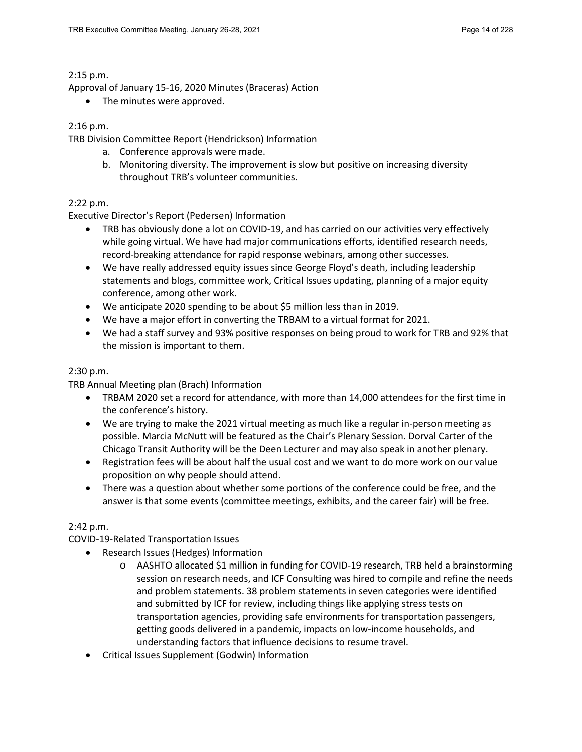2:15 p.m.

Approval of January 15-16, 2020 Minutes (Braceras) Action

- The minutes were approved.

2:16 p.m.

TRB Division Committee Report (Hendrickson) Information

a. Conference approvals were made.
b. Monitoring diversity. The improvement is slow but positive on increasing diversity throughout TRB's volunteer communities.

2:22 p.m.

Executive Director's Report (Pedersen) Information

- TRB has obviously done a lot on COVID-19, and has carried on our activities very effectively while going virtual. We have had major communications efforts, identified research needs, record-breaking attendance for rapid response webinars, among other successes.
- We have really addressed equity issues since George Floyd's death, including leadership statements and blogs, committee work, Critical Issues updating, planning of a major equity conference, among other work.
- We anticipate 2020 spending to be about $5 million less than in 2019.
- We have a major effort in converting the TRBAM to a virtual format for 2021.
- We had a staff survey and 93% positive responses on being proud to work for TRB and 92% that the mission is important to them.

2:30 p.m.

TRB Annual Meeting plan (Brach) Information

- TRBAM 2020 set a record for attendance, with more than 14,000 attendees for the first time in the conference's history.
- We are trying to make the 2021 virtual meeting as much like a regular in-person meeting as possible. Marcia McNutt will be featured as the Chair's Plenary Session. Dorval Carter of the Chicago Transit Authority will be the Deen Lecturer and may also speak in another plenary.
- Registration fees will be about half the usual cost and we want to do more work on our value proposition on why people should attend.
- There was a question about whether some portions of the conference could be free, and the answer is that some events (committee meetings, exhibits, and the career fair) will be free.

2:42 p.m.

COVID-19-Related Transportation Issues

- Research Issues (Hedges) Information
  - AASHTO allocated $1 million in funding for COVID-19 research, TRB held a brainstorming session on research needs, and ICF Consulting was hired to compile and refine the needs and problem statements. 38 problem statements in seven categories were identified and submitted by ICF for review, including things like applying stress tests on transportation agencies, providing safe environments for transportation passengers, getting goods delivered in a pandemic, impacts on low-income households, and understanding factors that influence decisions to resume travel.
- Critical Issues Supplement (Godwin) Information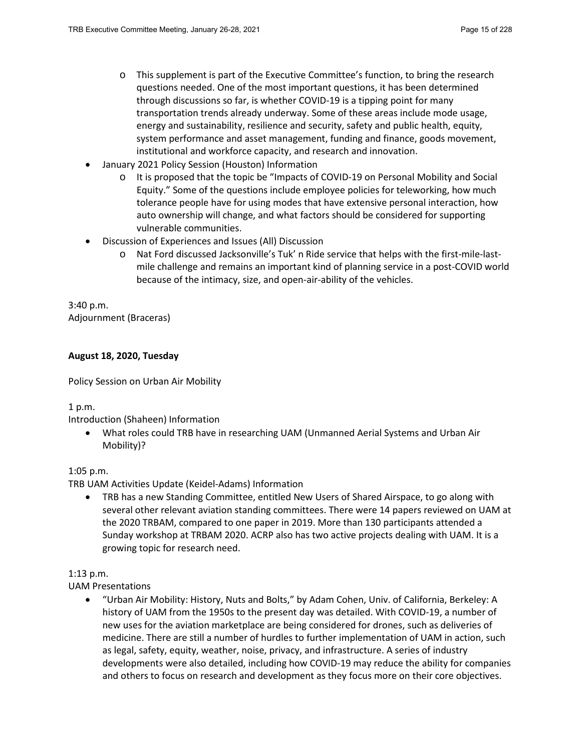- This supplement is part of the Executive Committee's function, to bring the research questions needed. One of the most important questions, it has been determined through discussions so far, is whether COVID-19 is a tipping point for many transportation trends already underway. Some of these areas include mode usage, energy and sustainability, resilience and security, safety and public health, equity, system performance and asset management, funding and finance, goods movement, institutional and workforce capacity, and research and innovation.
- January 2021 Policy Session (Houston) Information
    - It is proposed that the topic be "Impacts of COVID-19 on Personal Mobility and Social Equity." Some of the questions include employee policies for teleworking, how much tolerance people have for using modes that have extensive personal interaction, how auto ownership will change, and what factors should be considered for supporting vulnerable communities.
- Discussion of Experiences and Issues (All) Discussion
    - Nat Ford discussed Jacksonville's Tuk' n Ride service that helps with the first-mile-last-mile challenge and remains an important kind of planning service in a post-COVID world because of the intimacy, size, and open-air-ability of the vehicles.

3:40 p.m.
Adjournment (Braceras)

**August 18, 2020, Tuesday**

Policy Session on Urban Air Mobility

1 p.m.
Introduction (Shaheen) Information

- What roles could TRB have in researching UAM (Unmanned Aerial Systems and Urban Air Mobility)?

1:05 p.m.
TRB UAM Activities Update (Keidel-Adams) Information

- TRB has a new Standing Committee, entitled New Users of Shared Airspace, to go along with several other relevant aviation standing committees. There were 14 papers reviewed on UAM at the 2020 TRBAM, compared to one paper in 2019. More than 130 participants attended a Sunday workshop at TRBAM 2020. ACRP also has two active projects dealing with UAM. It is a growing topic for research need.

1:13 p.m.
UAM Presentations

- "Urban Air Mobility: History, Nuts and Bolts," by Adam Cohen, Univ. of California, Berkeley: A history of UAM from the 1950s to the present day was detailed. With COVID-19, a number of new uses for the aviation marketplace are being considered for drones, such as deliveries of medicine. There are still a number of hurdles to further implementation of UAM in action, such as legal, safety, equity, weather, noise, privacy, and infrastructure. A series of industry developments were also detailed, including how COVID-19 may reduce the ability for companies and others to focus on research and development as they focus more on their core objectives.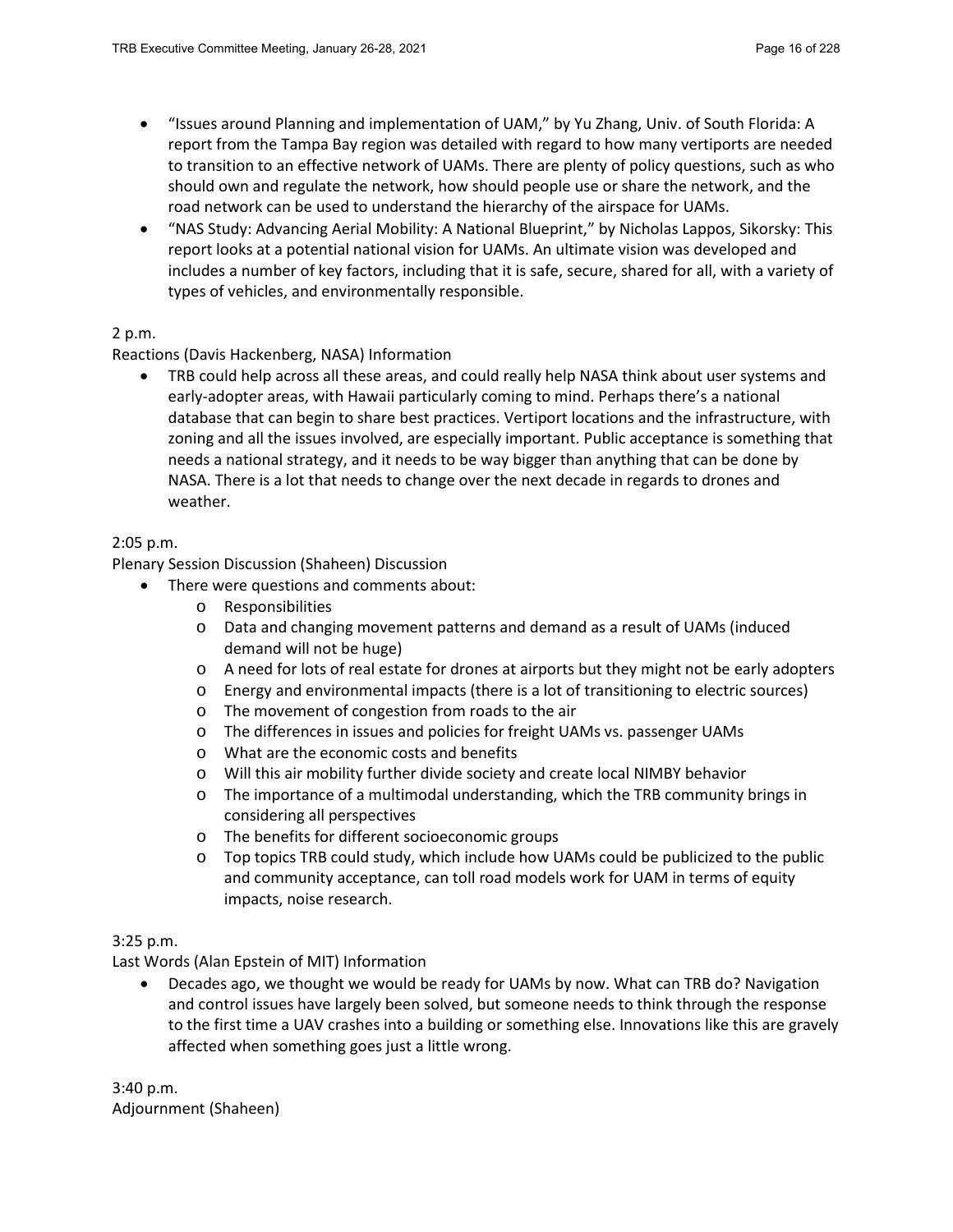- "Issues around Planning and implementation of UAM," by Yu Zhang, Univ. of South Florida: A report from the Tampa Bay region was detailed with regard to how many vertiports are needed to transition to an effective network of UAMs. There are plenty of policy questions, such as who should own and regulate the network, how should people use or share the network, and the road network can be used to understand the hierarchy of the airspace for UAMs.
- "NAS Study: Advancing Aerial Mobility: A National Blueprint," by Nicholas Lappos, Sikorsky: This report looks at a potential national vision for UAMs. An ultimate vision was developed and includes a number of key factors, including that it is safe, secure, shared for all, with a variety of types of vehicles, and environmentally responsible.

2 p.m.
Reactions (Davis Hackenberg, NASA) Information

- TRB could help across all these areas, and could really help NASA think about user systems and early-adopter areas, with Hawaii particularly coming to mind. Perhaps there's a national database that can begin to share best practices. Vertiport locations and the infrastructure, with zoning and all the issues involved, are especially important. Public acceptance is something that needs a national strategy, and it needs to be way bigger than anything that can be done by NASA. There is a lot that needs to change over the next decade in regards to drones and weather.

2:05 p.m.
Plenary Session Discussion (Shaheen) Discussion

- There were questions and comments about:
  - Responsibilities
  - Data and changing movement patterns and demand as a result of UAMs (induced demand will not be huge)
  - A need for lots of real estate for drones at airports but they might not be early adopters
  - Energy and environmental impacts (there is a lot of transitioning to electric sources)
  - The movement of congestion from roads to the air
  - The differences in issues and policies for freight UAMs vs. passenger UAMs
  - What are the economic costs and benefits
  - Will this air mobility further divide society and create local NIMBY behavior
  - The importance of a multimodal understanding, which the TRB community brings in considering all perspectives
  - The benefits for different socioeconomic groups
  - Top topics TRB could study, which include how UAMs could be publicized to the public and community acceptance, can toll road models work for UAM in terms of equity impacts, noise research.

3:25 p.m.
Last Words (Alan Epstein of MIT) Information

- Decades ago, we thought we would be ready for UAMs by now. What can TRB do? Navigation and control issues have largely been solved, but someone needs to think through the response to the first time a UAV crashes into a building or something else. Innovations like this are gravely affected when something goes just a little wrong.

3:40 p.m.
Adjournment (Shaheen)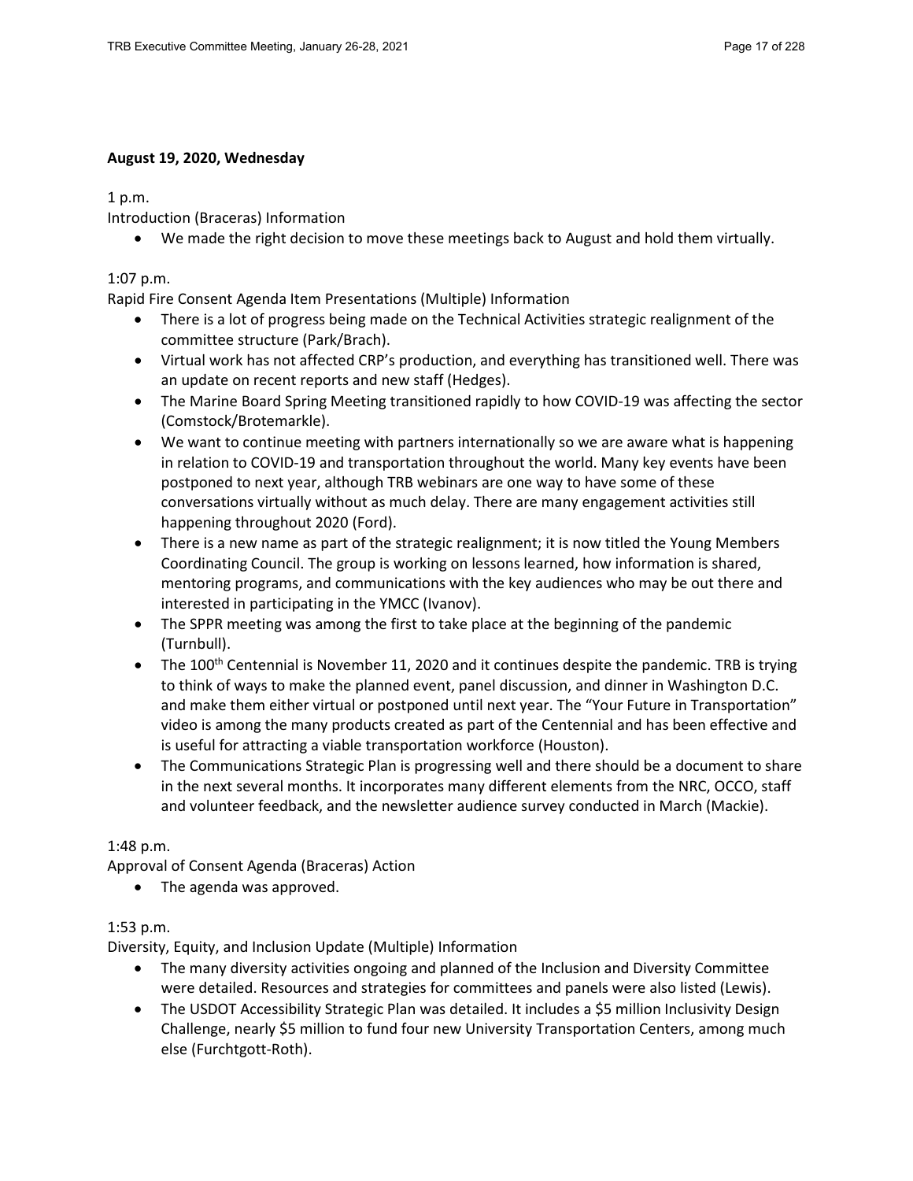**August 19, 2020, Wednesday**

1 p.m.
Introduction (Braceras) Information

- We made the right decision to move these meetings back to August and hold them virtually.

1:07 p.m.
Rapid Fire Consent Agenda Item Presentations (Multiple) Information

- There is a lot of progress being made on the Technical Activities strategic realignment of the committee structure (Park/Brach).
- Virtual work has not affected CRP's production, and everything has transitioned well. There was an update on recent reports and new staff (Hedges).
- The Marine Board Spring Meeting transitioned rapidly to how COVID-19 was affecting the sector (Comstock/Brotemarkle).
- We want to continue meeting with partners internationally so we are aware what is happening in relation to COVID-19 and transportation throughout the world. Many key events have been postponed to next year, although TRB webinars are one way to have some of these conversations virtually without as much delay. There are many engagement activities still happening throughout 2020 (Ford).
- There is a new name as part of the strategic realignment; it is now titled the Young Members Coordinating Council. The group is working on lessons learned, how information is shared, mentoring programs, and communications with the key audiences who may be out there and interested in participating in the YMCC (Ivanov).
- The SPPR meeting was among the first to take place at the beginning of the pandemic (Turnbull).
- The 100th Centennial is November 11, 2020 and it continues despite the pandemic. TRB is trying to think of ways to make the planned event, panel discussion, and dinner in Washington D.C. and make them either virtual or postponed until next year. The "Your Future in Transportation" video is among the many products created as part of the Centennial and has been effective and is useful for attracting a viable transportation workforce (Houston).
- The Communications Strategic Plan is progressing well and there should be a document to share in the next several months. It incorporates many different elements from the NRC, OCCO, staff and volunteer feedback, and the newsletter audience survey conducted in March (Mackie).

1:48 p.m.
Approval of Consent Agenda (Braceras) Action

- The agenda was approved.

1:53 p.m.
Diversity, Equity, and Inclusion Update (Multiple) Information

- The many diversity activities ongoing and planned of the Inclusion and Diversity Committee were detailed. Resources and strategies for committees and panels were also listed (Lewis).
- The USDOT Accessibility Strategic Plan was detailed. It includes a $5 million Inclusivity Design Challenge, nearly $5 million to fund four new University Transportation Centers, among much else (Furchtgott-Roth).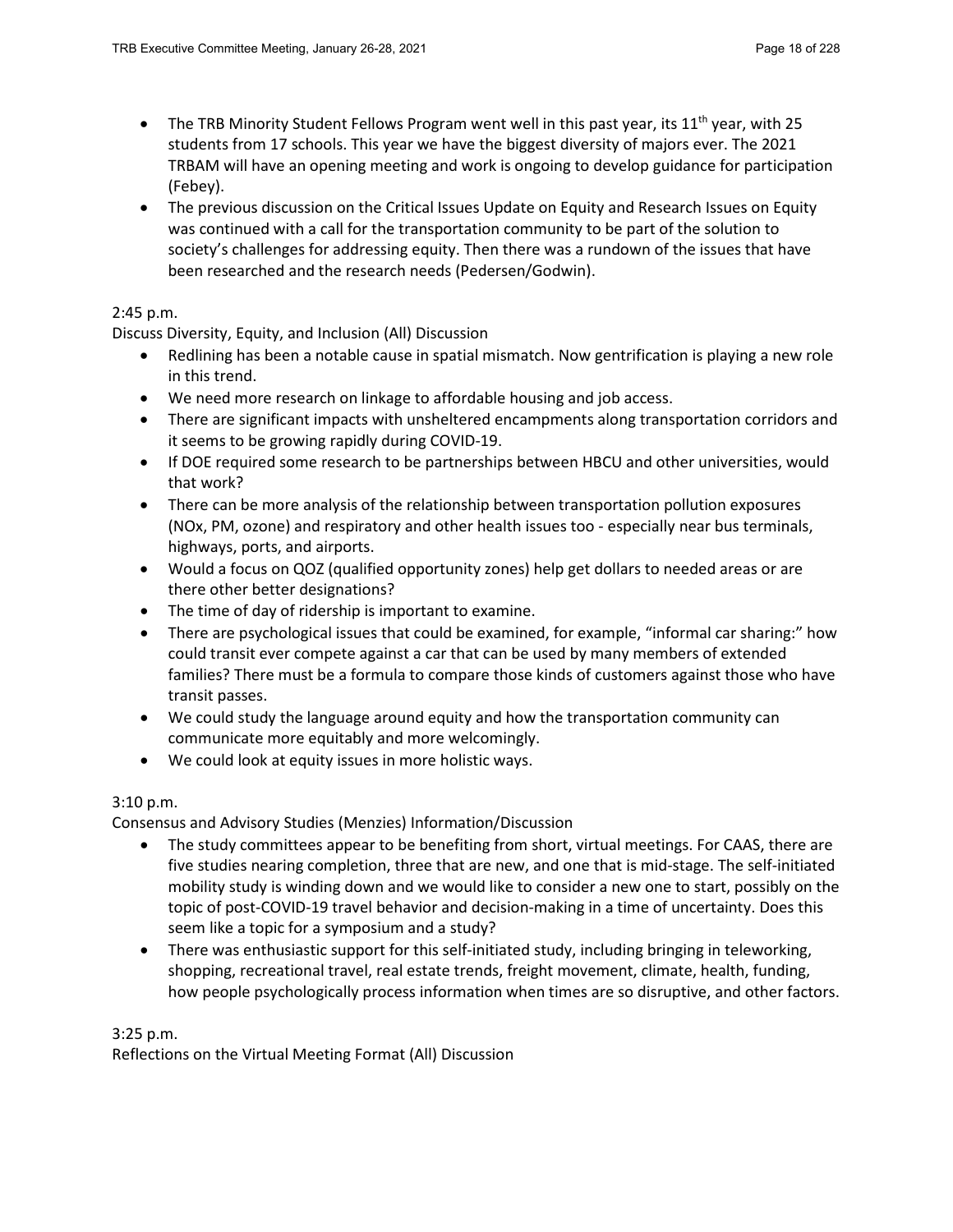- The TRB Minority Student Fellows Program went well in this past year, its 11th year, with 25 students from 17 schools. This year we have the biggest diversity of majors ever. The 2021 TRBAM will have an opening meeting and work is ongoing to develop guidance for participation (Febey).
- The previous discussion on the Critical Issues Update on Equity and Research Issues on Equity was continued with a call for the transportation community to be part of the solution to society's challenges for addressing equity. Then there was a rundown of the issues that have been researched and the research needs (Pedersen/Godwin).

2:45 p.m.
Discuss Diversity, Equity, and Inclusion (All) Discussion

- Redlining has been a notable cause in spatial mismatch. Now gentrification is playing a new role in this trend.
- We need more research on linkage to affordable housing and job access.
- There are significant impacts with unsheltered encampments along transportation corridors and it seems to be growing rapidly during COVID-19.
- If DOE required some research to be partnerships between HBCU and other universities, would that work?
- There can be more analysis of the relationship between transportation pollution exposures (NOx, PM, ozone) and respiratory and other health issues too - especially near bus terminals, highways, ports, and airports.
- Would a focus on QOZ (qualified opportunity zones) help get dollars to needed areas or are there other better designations?
- The time of day of ridership is important to examine.
- There are psychological issues that could be examined, for example, "informal car sharing:" how could transit ever compete against a car that can be used by many members of extended families? There must be a formula to compare those kinds of customers against those who have transit passes.
- We could study the language around equity and how the transportation community can communicate more equitably and more welcomingly.
- We could look at equity issues in more holistic ways.

3:10 p.m.
Consensus and Advisory Studies (Menzies) Information/Discussion

- The study committees appear to be benefiting from short, virtual meetings. For CAAS, there are five studies nearing completion, three that are new, and one that is mid-stage. The self-initiated mobility study is winding down and we would like to consider a new one to start, possibly on the topic of post-COVID-19 travel behavior and decision-making in a time of uncertainty. Does this seem like a topic for a symposium and a study?
- There was enthusiastic support for this self-initiated study, including bringing in teleworking, shopping, recreational travel, real estate trends, freight movement, climate, health, funding, how people psychologically process information when times are so disruptive, and other factors.

3:25 p.m.
Reflections on the Virtual Meeting Format (All) Discussion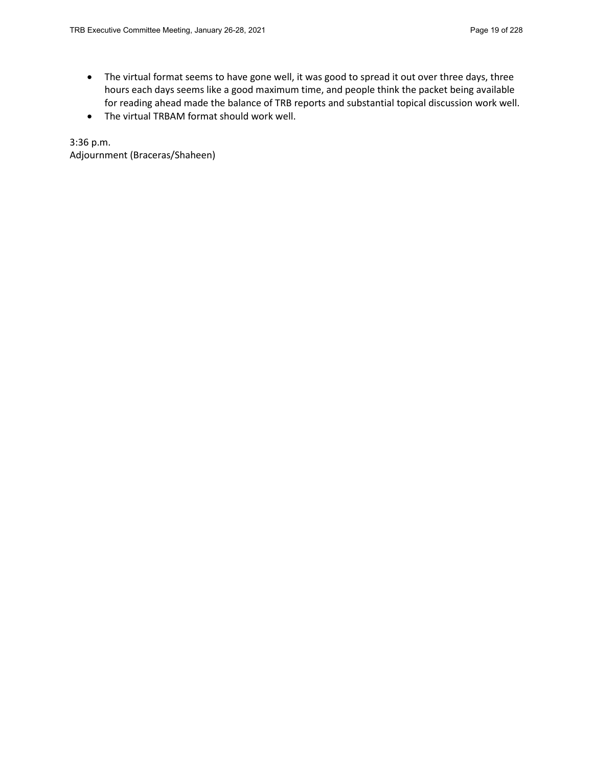- The virtual format seems to have gone well, it was good to spread it out over three days, three hours each days seems like a good maximum time, and people think the packet being available for reading ahead made the balance of TRB reports and substantial topical discussion work well.
- The virtual TRBAM format should work well.

3:36 p.m.
Adjournment (Braceras/Shaheen)